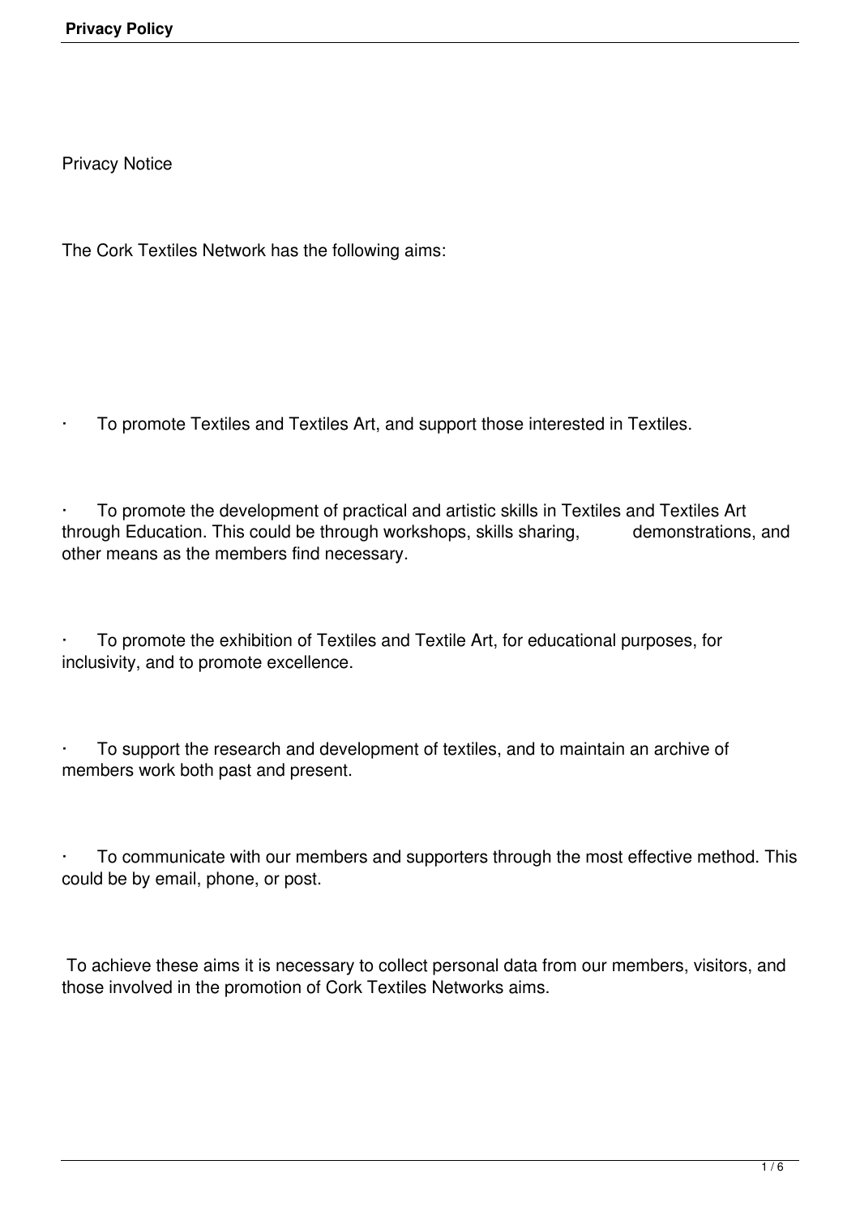# Privacy Notice

The Cork Textiles Network has the following aims:

- To promote Textiles and Textiles Art, and support those interested in Textiles.

- To promote the development of practical and artistic skills in Textiles and Textiles Art through Education. This could be through workshops, skills sharing, demonstrations, and other means as the members find necessary.

- To promote the exhibition of Textiles and Textile Art, for educational purposes, for inclusivity, and to promote excellence.

- To support the research and development of textiles, and to maintain an archive of members work both past and present.

- To communicate with our members and supporters through the most effective method. This could be by email, phone, or post.

To achieve these aims it is necessary to collect personal data from our members, visitors, and those involved in the promotion of Cork Textiles Networks aims.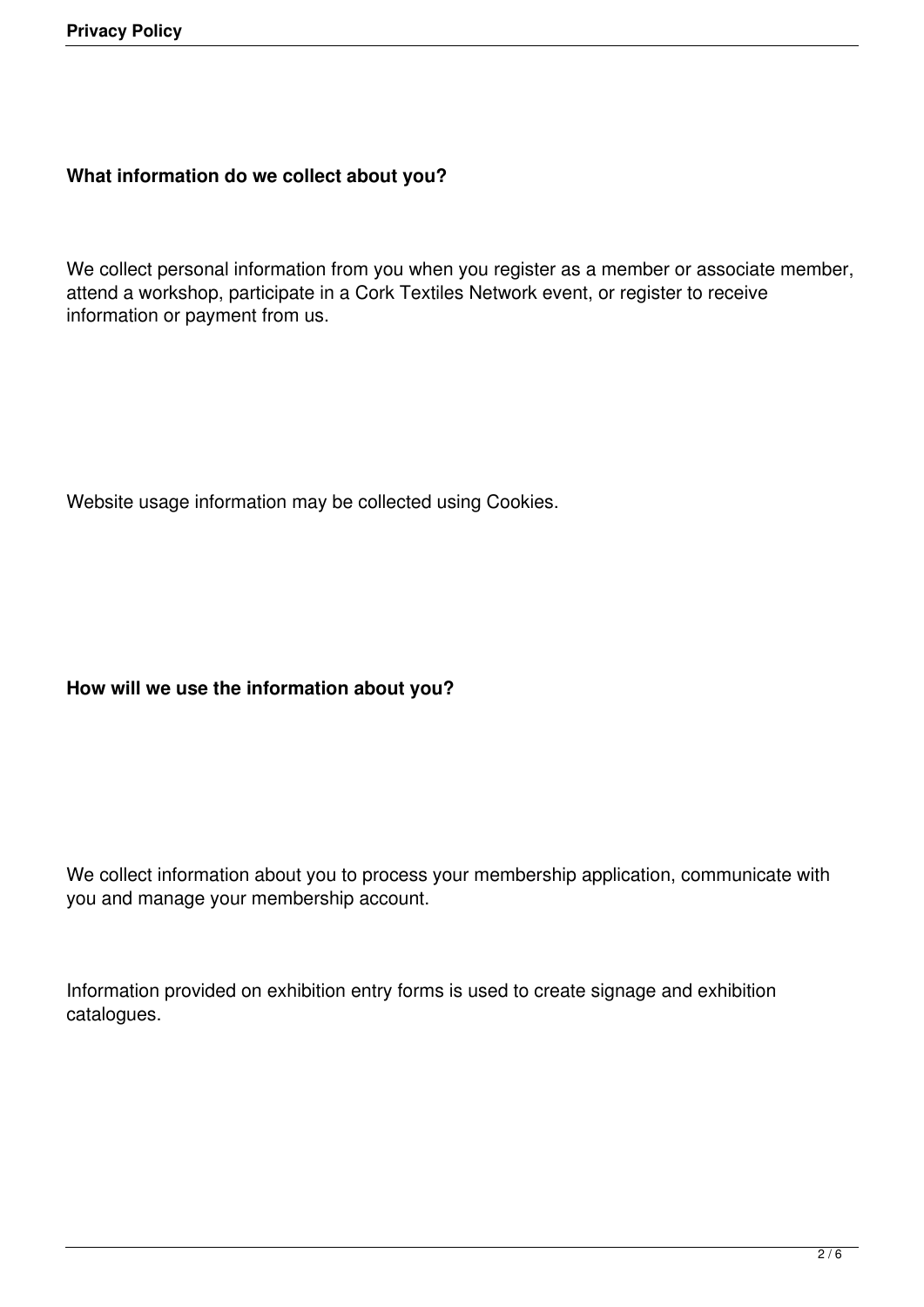**What information do we collect about you?**

We collect personal information from you when you register as a member or associate member, attend a workshop, participate in a Cork Textiles Network event, or register to receive information or payment from us.

Website usage information may be collected using Cookies.

**How will we use the information about you?**

We collect information about you to process your membership application, communicate with you and manage your membership account.

Information provided on exhibition entry forms is used to create signage and exhibition catalogues.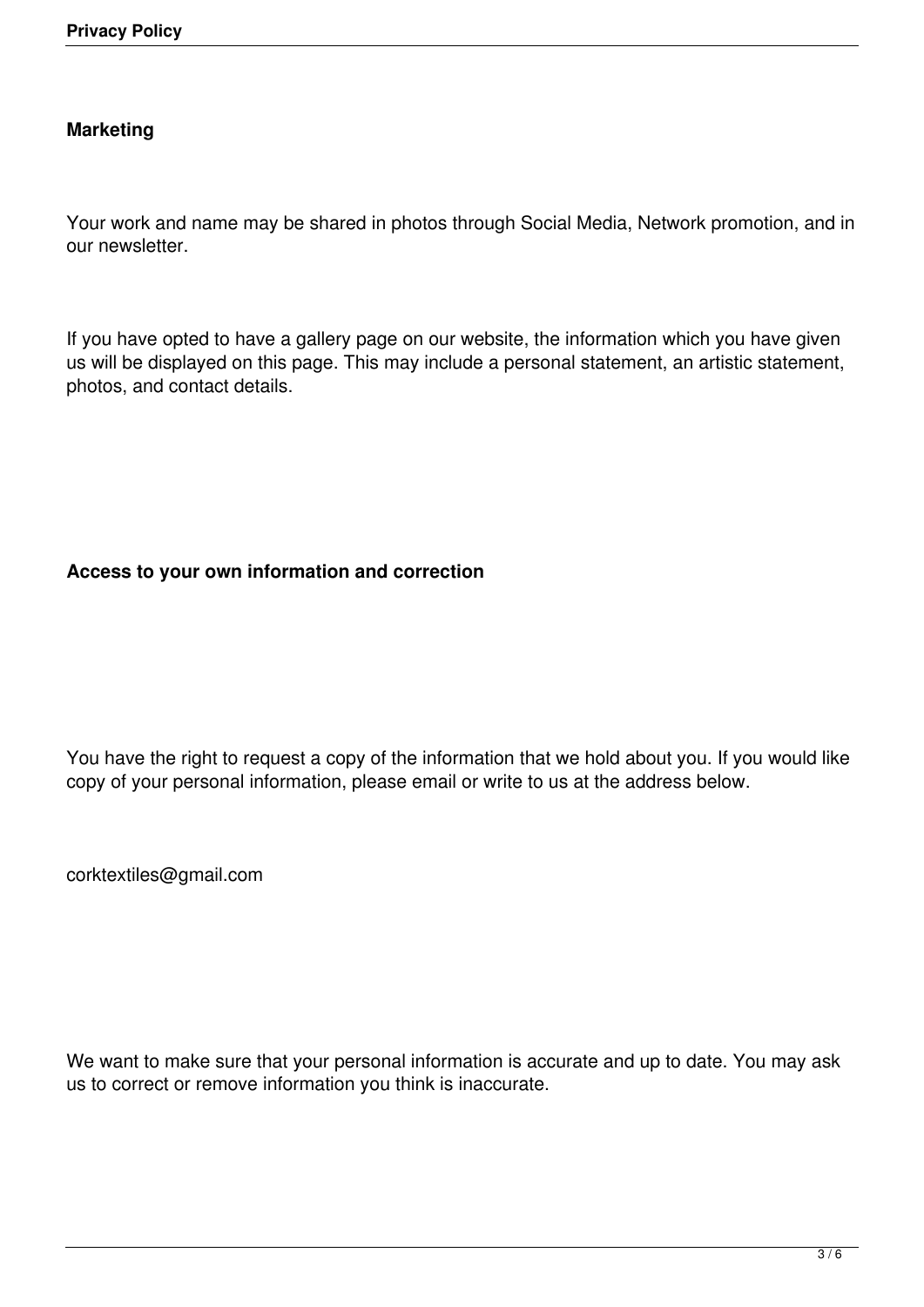**Marketing**

Your work and name may be shared in photos through Social Media, Network promotion, and in our newsletter.

If you have opted to have a gallery page on our website, the information which you have given us will be displayed on this page. This may include a personal statement, an artistic statement, photos, and contact details.

**Access to your own information and correction**

You have the right to request a copy of the information that we hold about you. If you would like copy of your personal information, please email or write to us at the address below.

corktextiles@gmail.com

We want to make sure that your personal information is accurate and up to date. You may ask us to correct or remove information you think is inaccurate.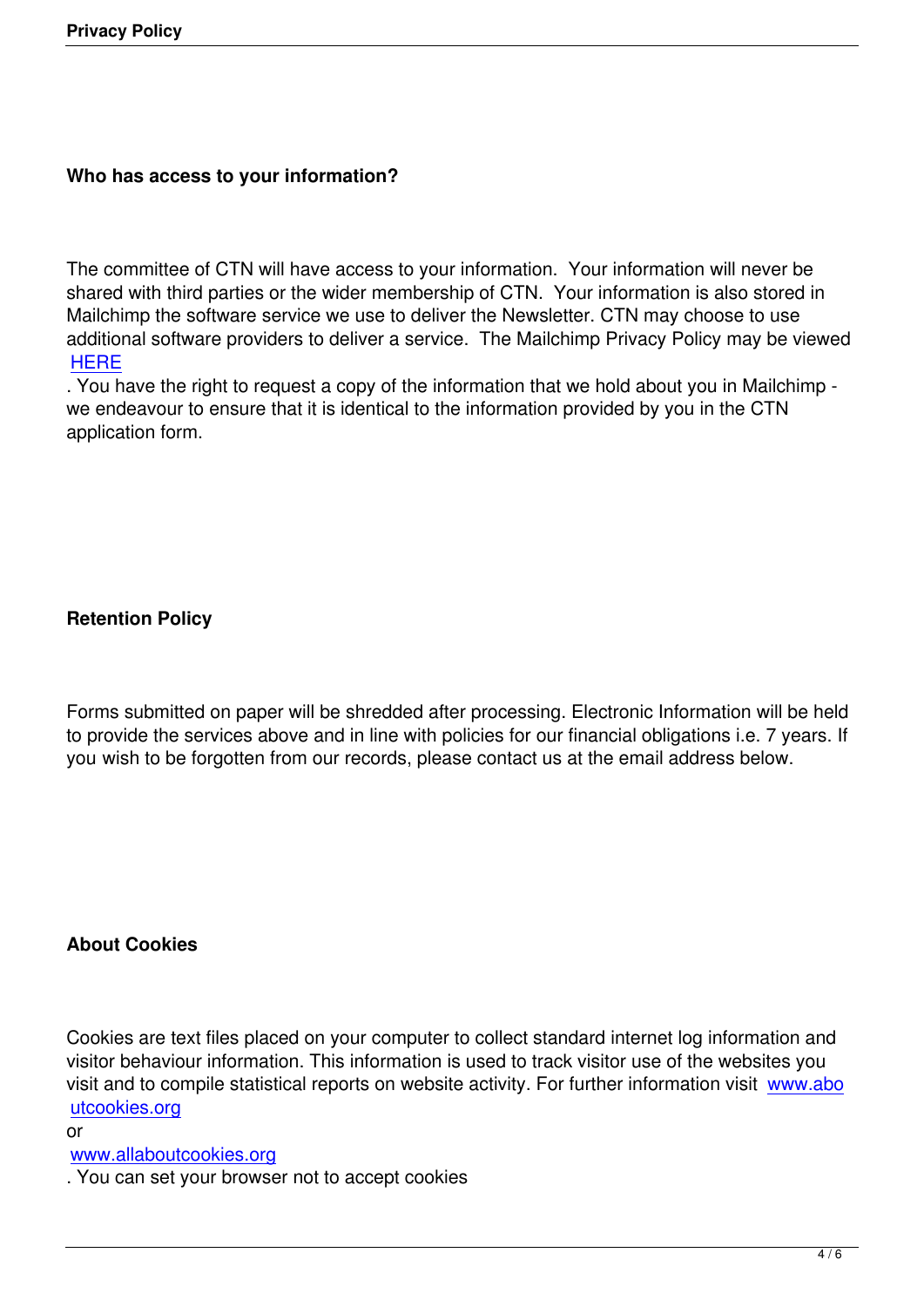### Who has access to your information?

The committee of CTN will have access to your information.  Your information will never be shared with third parties or the wider membership of CTN.  Your information is also stored in Mailchimp the software service we use to deliver the Newsletter. CTN may choose to use additional software providers to deliver a service.  The Mailchimp Privacy Policy may be viewed HERE. You have the right to request a copy of the information that we hold about you in Mailchimp - we endeavour to ensure that it is identical to the information provided by you in the CTN application form.

### Retention Policy

Forms submitted on paper will be shredded after processing. Electronic Information will be held to provide the services above and in line with policies for our financial obligations i.e. 7 years. If you wish to be forgotten from our records, please contact us at the email address below.

### About Cookies

Cookies are text files placed on your computer to collect standard internet log information and visitor behaviour information. This information is used to track visitor use of the websites you visit and to compile statistical reports on website activity. For further information visit www.aboutcookies.org or www.allaboutcookies.org. You can set your browser not to accept cookies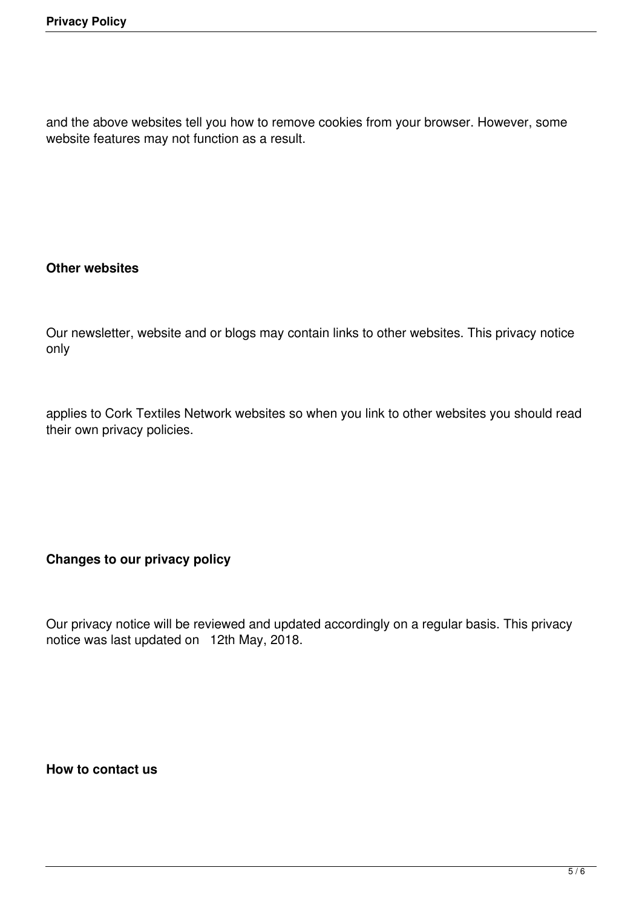and the above websites tell you how to remove cookies from your browser. However, some website features may not function as a result.

**Other websites**

Our newsletter, website and or blogs may contain links to other websites. This privacy notice only

applies to Cork Textiles Network websites so when you link to other websites you should read their own privacy policies.

**Changes to our privacy policy**

Our privacy notice will be reviewed and updated accordingly on a regular basis. This privacy notice was last updated on 12th May, 2018.

**How to contact us**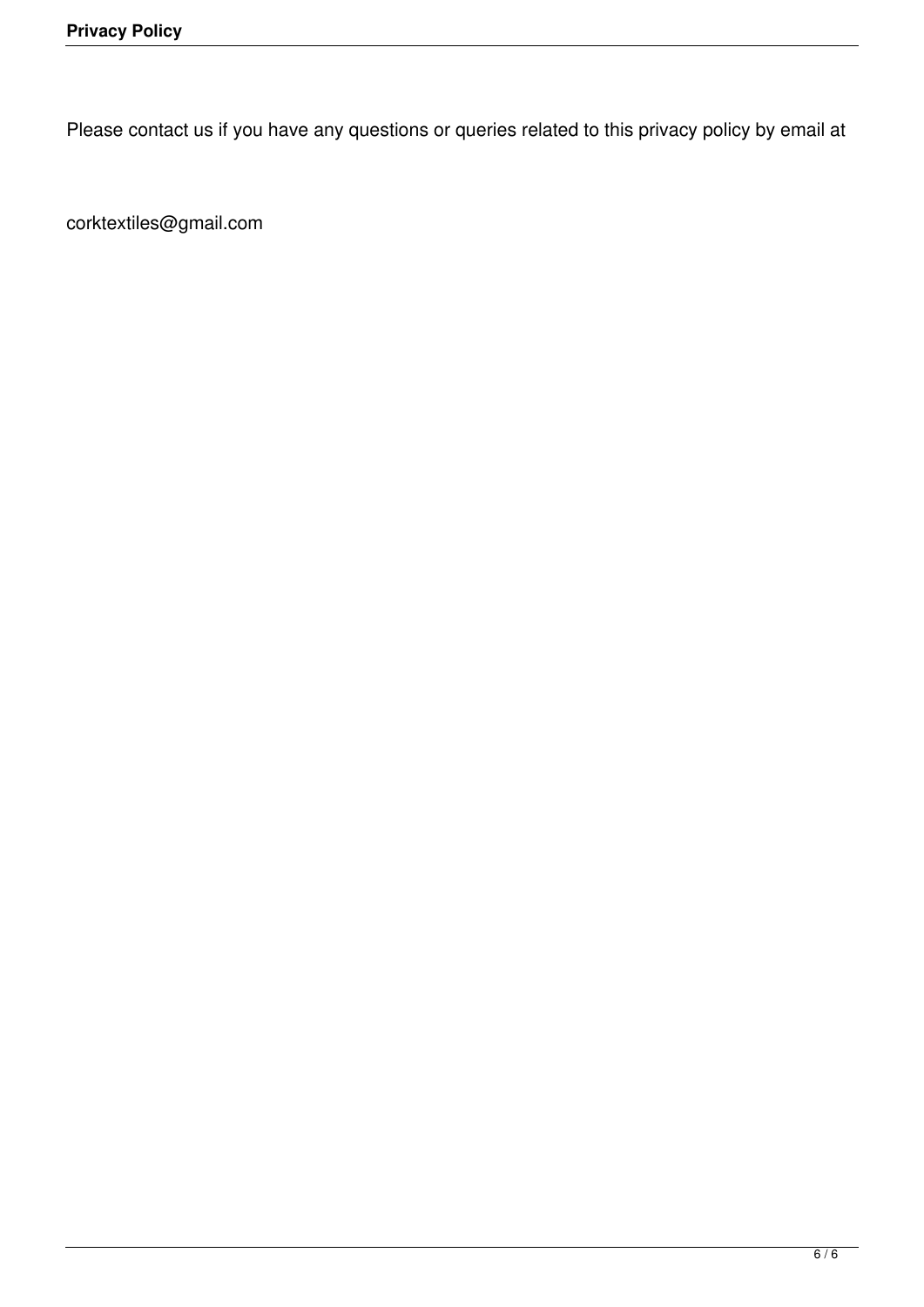Please contact us if you have any questions or queries related to this privacy policy by email at

corktextiles@gmail.com